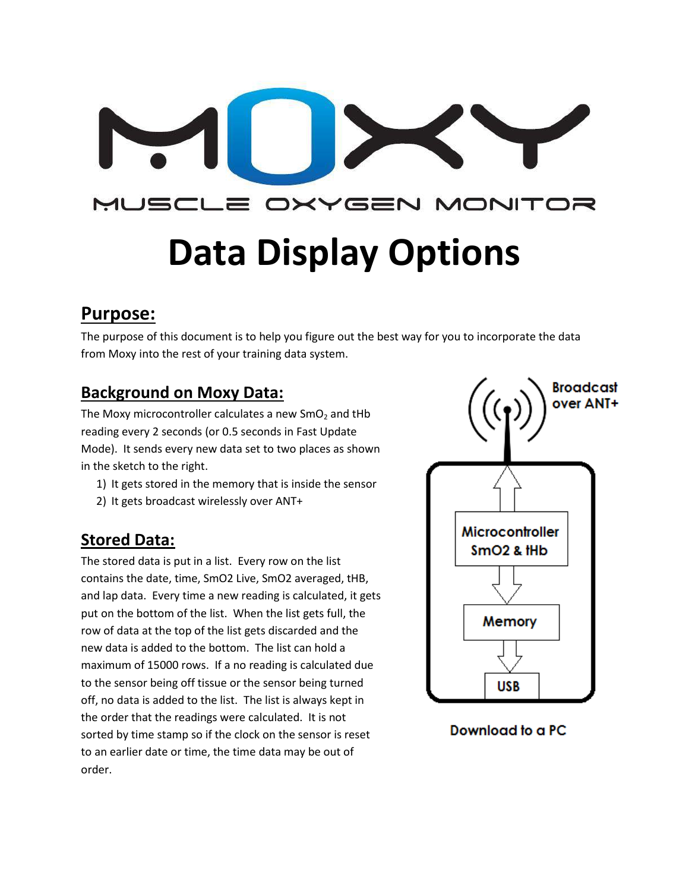# MOXY

MUSCLE OXYGEN MONITOR

# Data Display Options

## Purpose:

The purpose of this document is to help you figure out the best way for you to incorporate the data from Moxy into the rest of your training data system.

## Background on Moxy Data:

The Moxy microcontroller calculates a new $SmO_2$ and tHb reading every 2 seconds (or 0.5 seconds in Fast Update Mode). It sends every new data set to two places as shown in the sketch to the right.

1) It gets stored in the memory that is inside the sensor
2) It gets broadcast wirelessly over ANT+

Broadcast over ANT+

Microcontroller SmO2 & tHb

Memory

USB

Download to a PC

## Stored Data:

The stored data is put in a list. Every row on the list contains the date, time, SmO2 Live, SmO2 averaged, tHB, and lap data. Every time a new reading is calculated, it gets put on the bottom of the list. When the list gets full, the row of data at the top of the list gets discarded and the new data is added to the bottom. The list can hold a maximum of 15000 rows. If a no reading is calculated due to the sensor being off tissue or the sensor being turned off, no data is added to the list. The list is always kept in the order that the readings were calculated. It is not sorted by time stamp so if the clock on the sensor is reset to an earlier date or time, the time data may be out of order.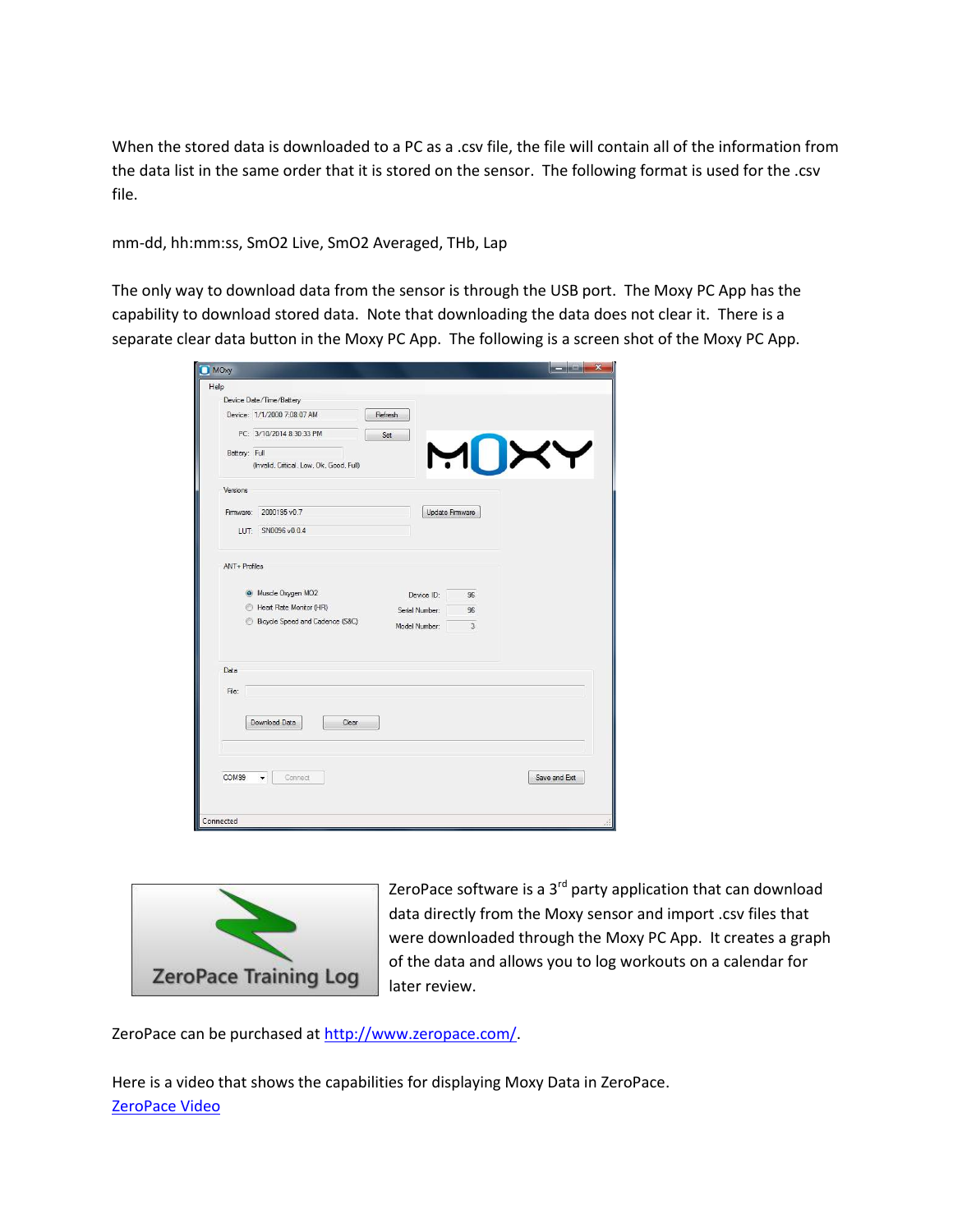When the stored data is downloaded to a PC as a .csv file, the file will contain all of the information from the data list in the same order that it is stored on the sensor. The following format is used for the .csv file.

mm-dd, hh:mm:ss, SmO2 Live, SmO2 Averaged, THb, Lap

The only way to download data from the sensor is through the USB port. The Moxy PC App has the capability to download stored data. Note that downloading the data does not clear it. There is a separate clear data button in the Moxy PC App. The following is a screen shot of the Moxy PC App.

ZeroPace software is a 3rd party application that can download data directly from the Moxy sensor and import .csv files that were downloaded through the Moxy PC App. It creates a graph of the data and allows you to log workouts on a calendar for later review.

ZeroPace can be purchased at [http://www.zeropace.com/](http://www.zeropace.com/).

Here is a video that shows the capabilities for displaying Moxy Data in ZeroPace.
[ZeroPace Video]()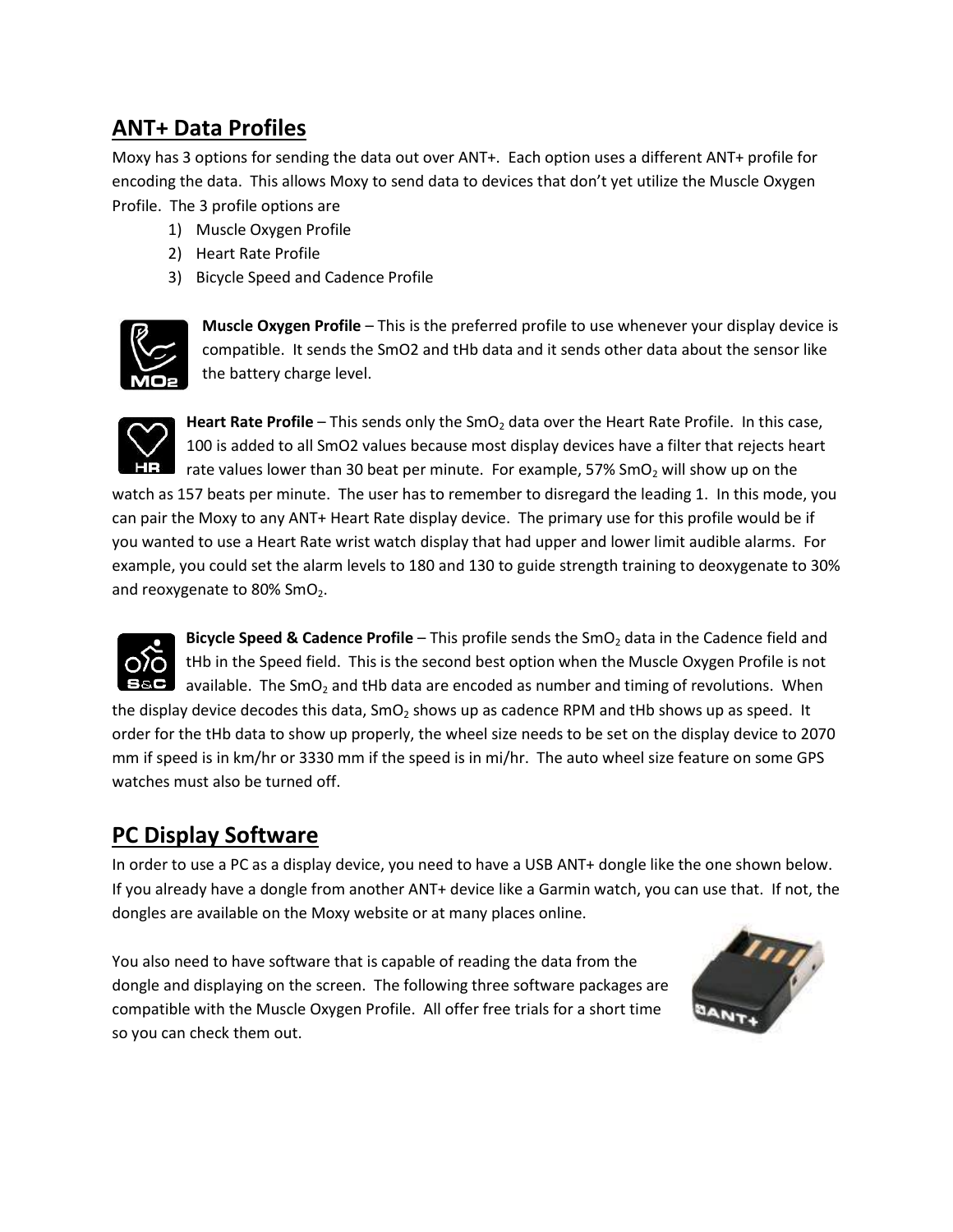## ANT+ Data Profiles

Moxy has 3 options for sending the data out over ANT+. Each option uses a different ANT+ profile for encoding the data. This allows Moxy to send data to devices that don't yet utilize the Muscle Oxygen Profile. The 3 profile options are

1) Muscle Oxygen Profile
2) Heart Rate Profile
3) Bicycle Speed and Cadence Profile

**Muscle Oxygen Profile** – This is the preferred profile to use whenever your display device is compatible. It sends the SmO2 and tHb data and it sends other data about the sensor like the battery charge level.

**Heart Rate Profile** – This sends only the $SmO_2$ data over the Heart Rate Profile. In this case, 100 is added to all SmO2 values because most display devices have a filter that rejects heart rate values lower than 30 beat per minute. For example, 57% $SmO_2$ will show up on the watch as 157 beats per minute. The user has to remember to disregard the leading 1. In this mode, you can pair the Moxy to any ANT+ Heart Rate display device. The primary use for this profile would be if you wanted to use a Heart Rate wrist watch display that had upper and lower limit audible alarms. For example, you could set the alarm levels to 180 and 130 to guide strength training to deoxygenate to 30% and reoxygenate to 80% $SmO_2$.

**Bicycle Speed & Cadence Profile** – This profile sends the $SmO_2$ data in the Cadence field and tHb in the Speed field. This is the second best option when the Muscle Oxygen Profile is not available. The $SmO_2$ and tHb data are encoded as number and timing of revolutions. When the display device decodes this data, $SmO_2$ shows up as cadence RPM and tHb shows up as speed. It order for the tHb data to show up properly, the wheel size needs to be set on the display device to 2070 mm if speed is in km/hr or 3330 mm if the speed is in mi/hr. The auto wheel size feature on some GPS watches must also be turned off.

## PC Display Software

In order to use a PC as a display device, you need to have a USB ANT+ dongle like the one shown below. If you already have a dongle from another ANT+ device like a Garmin watch, you can use that. If not, the dongles are available on the Moxy website or at many places online.

You also need to have software that is capable of reading the data from the dongle and displaying on the screen. The following three software packages are compatible with the Muscle Oxygen Profile. All offer free trials for a short time so you can check them out.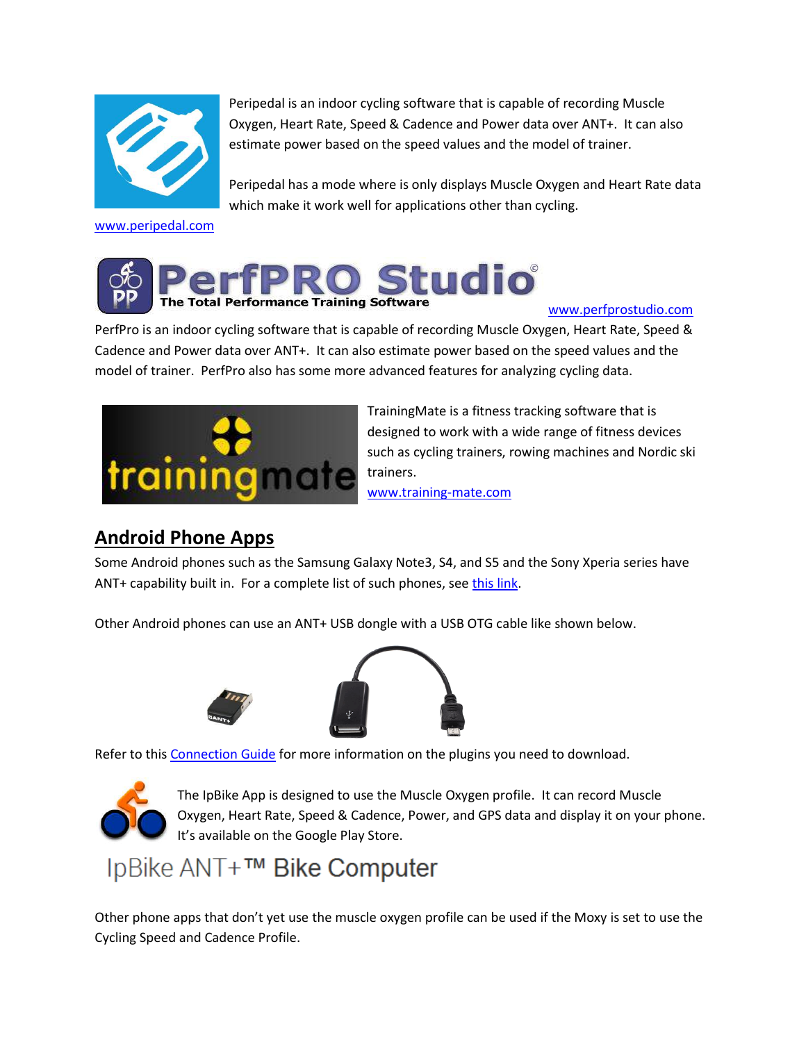Peripedal is an indoor cycling software that is capable of recording Muscle Oxygen, Heart Rate, Speed & Cadence and Power data over ANT+. It can also estimate power based on the speed values and the model of trainer.

Peripedal has a mode where is only displays Muscle Oxygen and Heart Rate data which make it work well for applications other than cycling.

www.peripedal.com

PerfPRO Studio©
The Total Performance Training Software

www.perfprostudio.com

PerfPro is an indoor cycling software that is capable of recording Muscle Oxygen, Heart Rate, Speed & Cadence and Power data over ANT+. It can also estimate power based on the speed values and the model of trainer. PerfPro also has some more advanced features for analyzing cycling data.

trainingmate

TrainingMate is a fitness tracking software that is designed to work with a wide range of fitness devices such as cycling trainers, rowing machines and Nordic ski trainers.
www.training-mate.com

## Android Phone Apps

Some Android phones such as the Samsung Galaxy Note3, S4, and S5 and the Sony Xperia series have ANT+ capability built in. For a complete list of such phones, see this link.

Other Android phones can use an ANT+ USB dongle with a USB OTG cable like shown below.

Refer to this Connection Guide for more information on the plugins you need to download.

The IpBike App is designed to use the Muscle Oxygen profile. It can record Muscle Oxygen, Heart Rate, Speed & Cadence, Power, and GPS data and display it on your phone. It's available on the Google Play Store.

IpBike ANT+™ Bike Computer

Other phone apps that don't yet use the muscle oxygen profile can be used if the Moxy is set to use the Cycling Speed and Cadence Profile.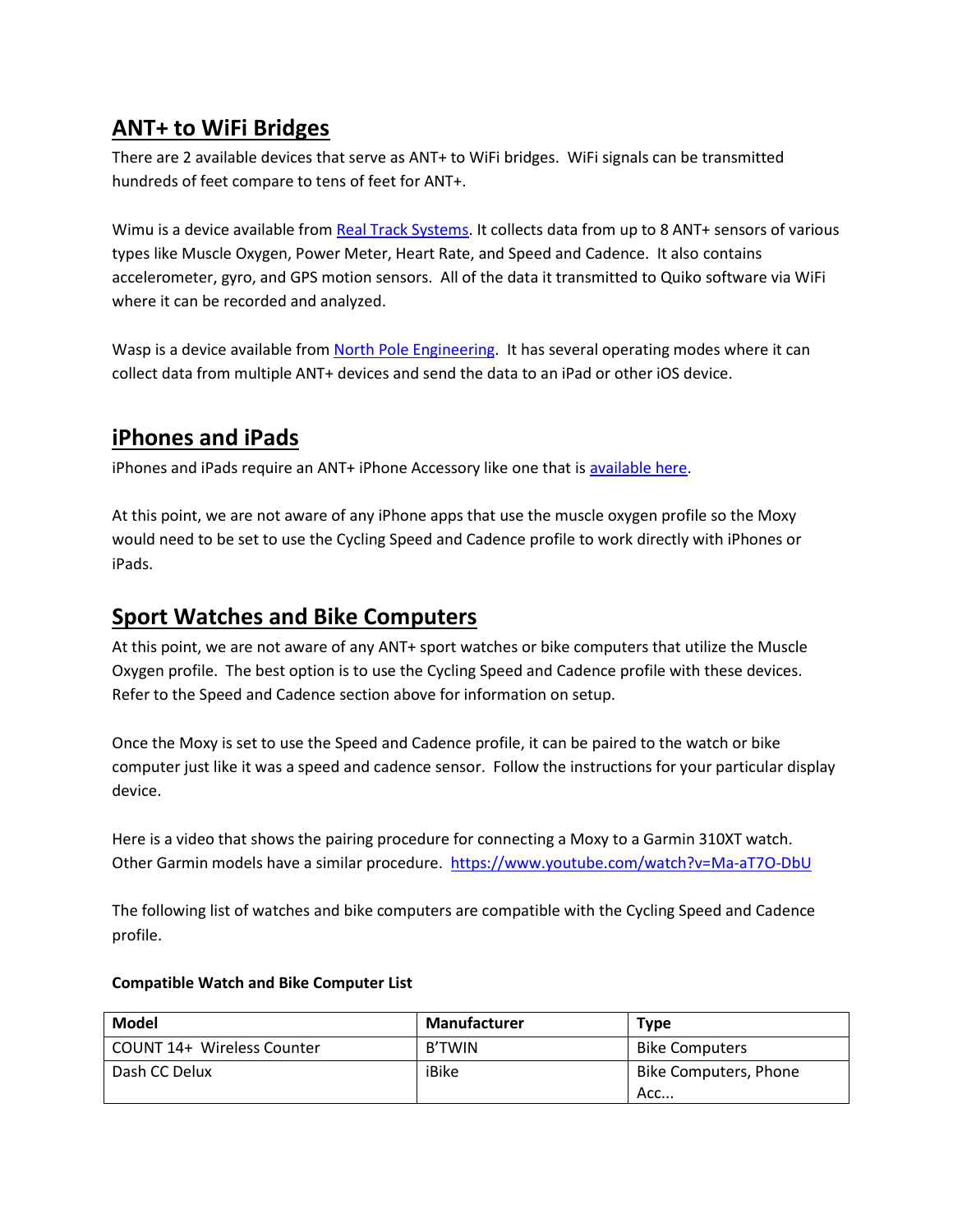## ANT+ to WiFi Bridges

There are 2 available devices that serve as ANT+ to WiFi bridges. WiFi signals can be transmitted hundreds of feet compare to tens of feet for ANT+.

Wimu is a device available from [Real Track Systems](). It collects data from up to 8 ANT+ sensors of various types like Muscle Oxygen, Power Meter, Heart Rate, and Speed and Cadence. It also contains accelerometer, gyro, and GPS motion sensors. All of the data it transmitted to Quiko software via WiFi where it can be recorded and analyzed.

Wasp is a device available from [North Pole Engineering](). It has several operating modes where it can collect data from multiple ANT+ devices and send the data to an iPad or other iOS device.

## iPhones and iPads

iPhones and iPads require an ANT+ iPhone Accessory like one that is [available here]().

At this point, we are not aware of any iPhone apps that use the muscle oxygen profile so the Moxy would need to be set to use the Cycling Speed and Cadence profile to work directly with iPhones or iPads.

## Sport Watches and Bike Computers

At this point, we are not aware of any ANT+ sport watches or bike computers that utilize the Muscle Oxygen profile. The best option is to use the Cycling Speed and Cadence profile with these devices. Refer to the Speed and Cadence section above for information on setup.

Once the Moxy is set to use the Speed and Cadence profile, it can be paired to the watch or bike computer just like it was a speed and cadence sensor. Follow the instructions for your particular display device.

Here is a video that shows the pairing procedure for connecting a Moxy to a Garmin 310XT watch. Other Garmin models have a similar procedure. https://www.youtube.com/watch?v=Ma-aT7O-DbU

The following list of watches and bike computers are compatible with the Cycling Speed and Cadence profile.

**Compatible Watch and Bike Computer List**

| Model | Manufacturer | Type |
|---|---|---|
| COUNT 14+ Wireless Counter | B'TWIN | Bike Computers |
| Dash CC Delux | iBike | Bike Computers, Phone Acc... |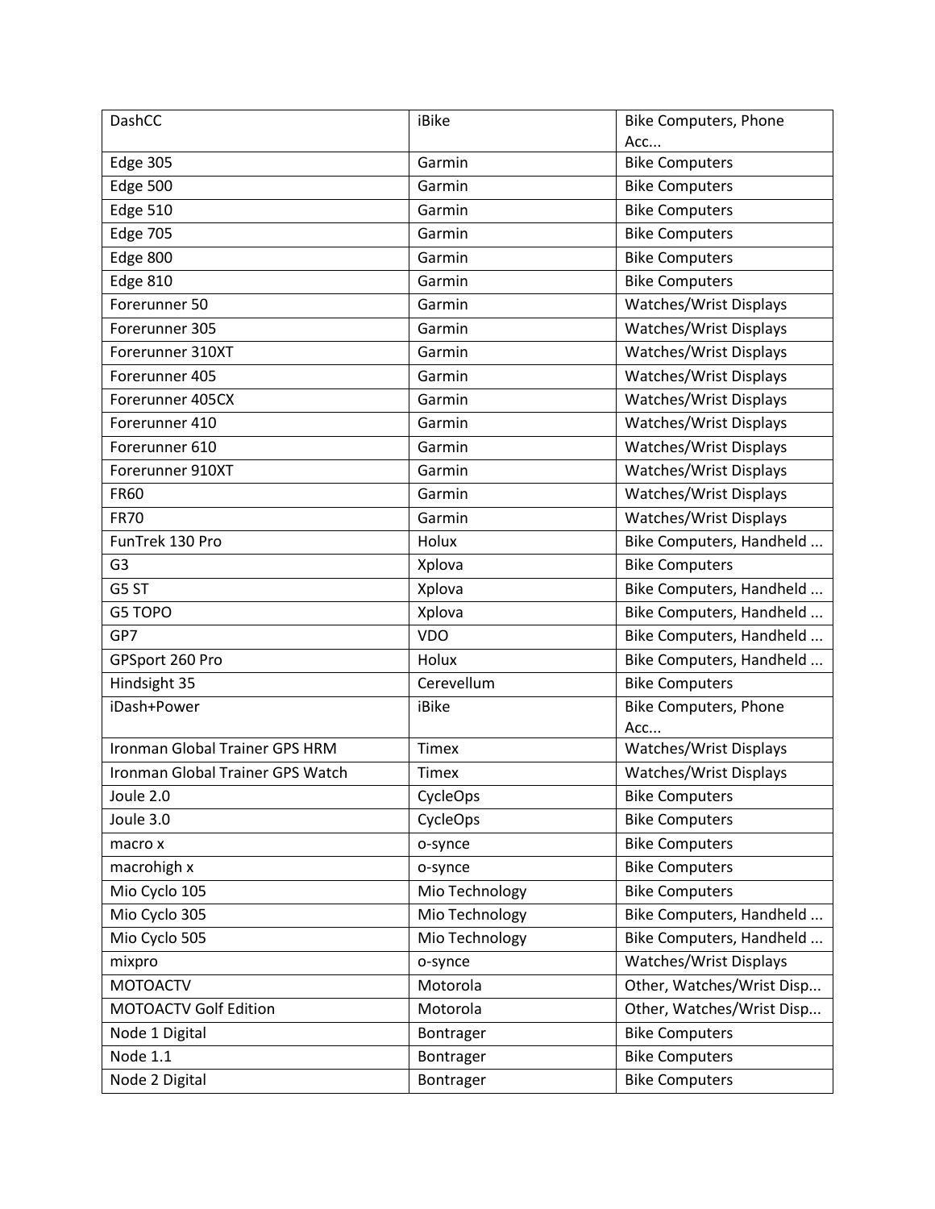| DashCC | iBike | Bike Computers, Phone Acc... |
|---|---|---|
| Edge 305 | Garmin | Bike Computers |
| Edge 500 | Garmin | Bike Computers |
| Edge 510 | Garmin | Bike Computers |
| Edge 705 | Garmin | Bike Computers |
| Edge 800 | Garmin | Bike Computers |
| Edge 810 | Garmin | Bike Computers |
| Forerunner 50 | Garmin | Watches/Wrist Displays |
| Forerunner 305 | Garmin | Watches/Wrist Displays |
| Forerunner 310XT | Garmin | Watches/Wrist Displays |
| Forerunner 405 | Garmin | Watches/Wrist Displays |
| Forerunner 405CX | Garmin | Watches/Wrist Displays |
| Forerunner 410 | Garmin | Watches/Wrist Displays |
| Forerunner 610 | Garmin | Watches/Wrist Displays |
| Forerunner 910XT | Garmin | Watches/Wrist Displays |
| FR60 | Garmin | Watches/Wrist Displays |
| FR70 | Garmin | Watches/Wrist Displays |
| FunTrek 130 Pro | Holux | Bike Computers, Handheld ... |
| G3 | Xplova | Bike Computers |
| G5 ST | Xplova | Bike Computers, Handheld ... |
| G5 TOPO | Xplova | Bike Computers, Handheld ... |
| GP7 | VDO | Bike Computers, Handheld ... |
| GPSport 260 Pro | Holux | Bike Computers, Handheld ... |
| Hindsight 35 | Cerevellum | Bike Computers |
| iDash+Power | iBike | Bike Computers, Phone Acc... |
| Ironman Global Trainer GPS HRM | Timex | Watches/Wrist Displays |
| Ironman Global Trainer GPS Watch | Timex | Watches/Wrist Displays |
| Joule 2.0 | CycleOps | Bike Computers |
| Joule 3.0 | CycleOps | Bike Computers |
| macro x | o-synce | Bike Computers |
| macrohigh x | o-synce | Bike Computers |
| Mio Cyclo 105 | Mio Technology | Bike Computers |
| Mio Cyclo 305 | Mio Technology | Bike Computers, Handheld ... |
| Mio Cyclo 505 | Mio Technology | Bike Computers, Handheld ... |
| mixpro | o-synce | Watches/Wrist Displays |
| MOTOACTV | Motorola | Other, Watches/Wrist Disp... |
| MOTOACTV Golf Edition | Motorola | Other, Watches/Wrist Disp... |
| Node 1 Digital | Bontrager | Bike Computers |
| Node 1.1 | Bontrager | Bike Computers |
| Node 2 Digital | Bontrager | Bike Computers |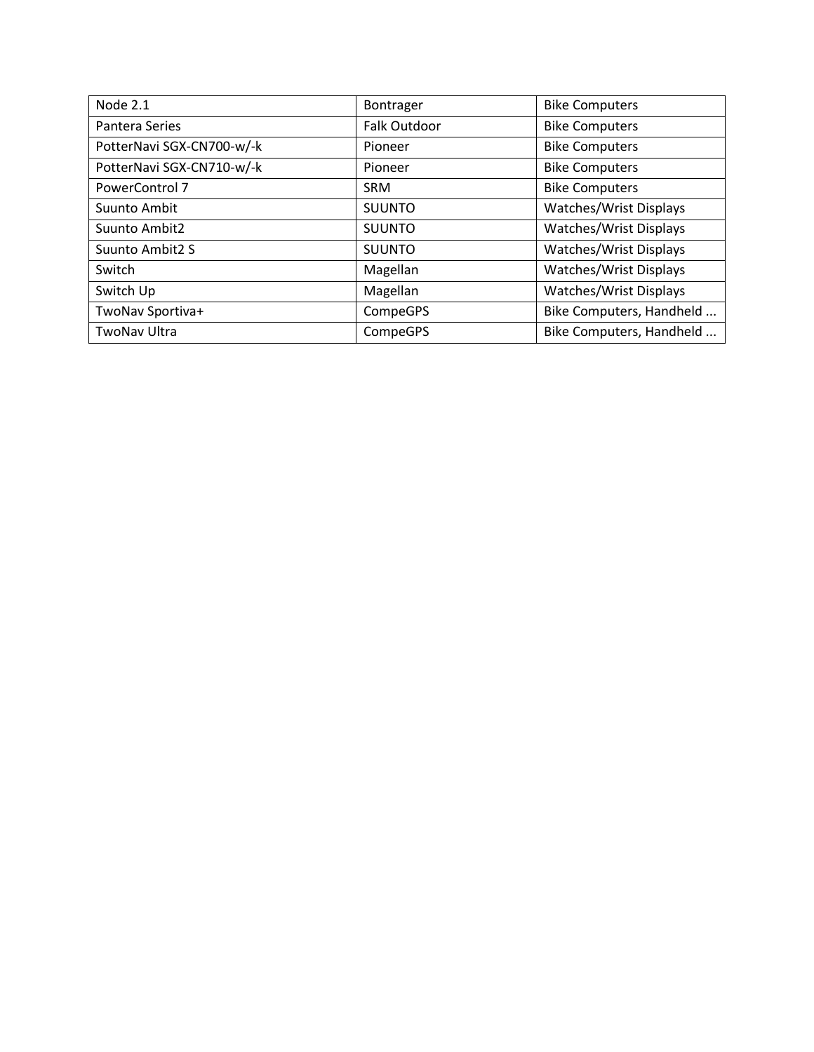| | | |
|---|---|---|
| Node 2.1 | Bontrager | Bike Computers |
| Pantera Series | Falk Outdoor | Bike Computers |
| PotterNavi SGX-CN700-w/-k | Pioneer | Bike Computers |
| PotterNavi SGX-CN710-w/-k | Pioneer | Bike Computers |
| PowerControl 7 | SRM | Bike Computers |
| Suunto Ambit | SUUNTO | Watches/Wrist Displays |
| Suunto Ambit2 | SUUNTO | Watches/Wrist Displays |
| Suunto Ambit2 S | SUUNTO | Watches/Wrist Displays |
| Switch | Magellan | Watches/Wrist Displays |
| Switch Up | Magellan | Watches/Wrist Displays |
| TwoNav Sportiva+ | CompeGPS | Bike Computers, Handheld ... |
| TwoNav Ultra | CompeGPS | Bike Computers, Handheld ... |